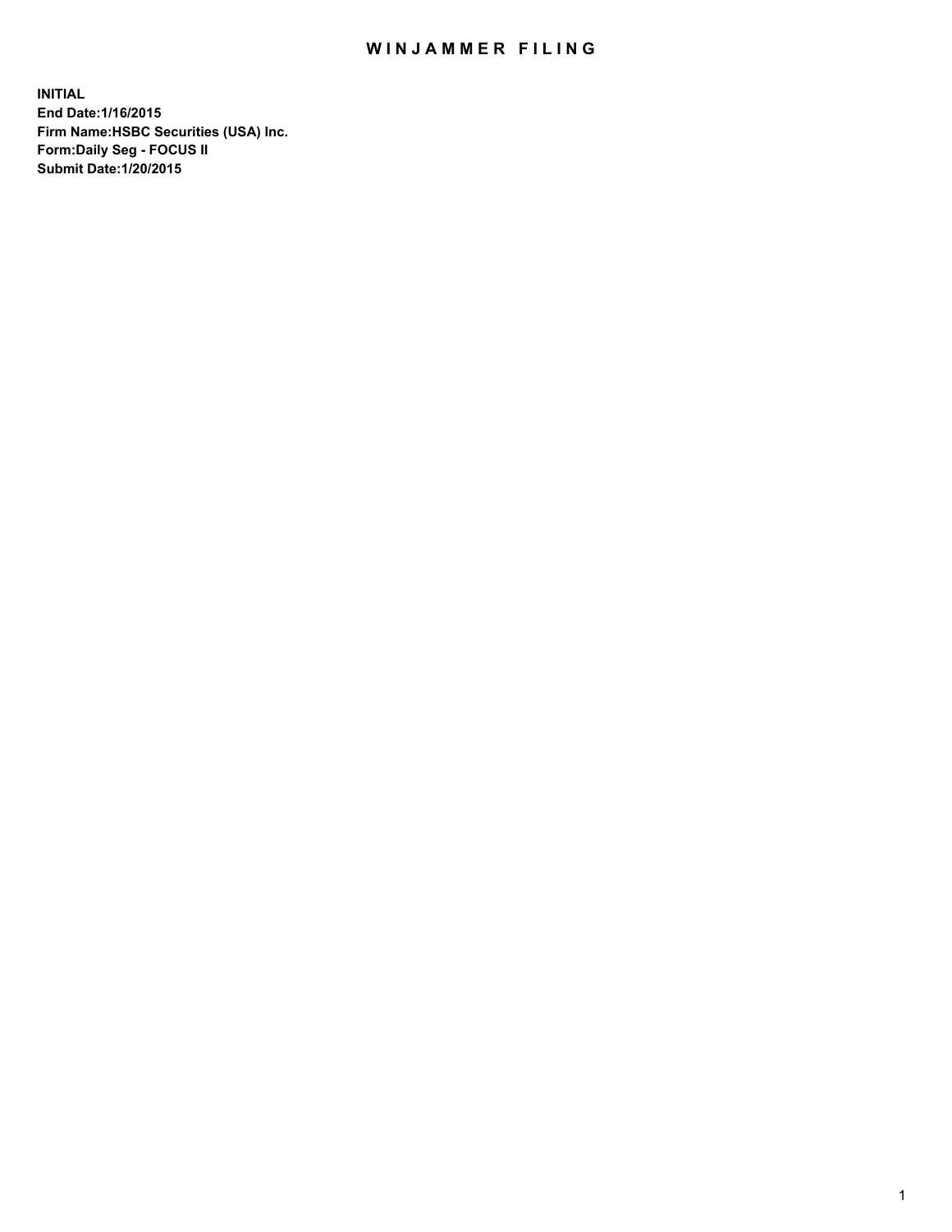# WINJAMMER FILING

**INITIAL**
**End Date:1/16/2015**
**Firm Name:HSBC Securities (USA) Inc.**
**Form:Daily Seg - FOCUS II**
**Submit Date:1/20/2015**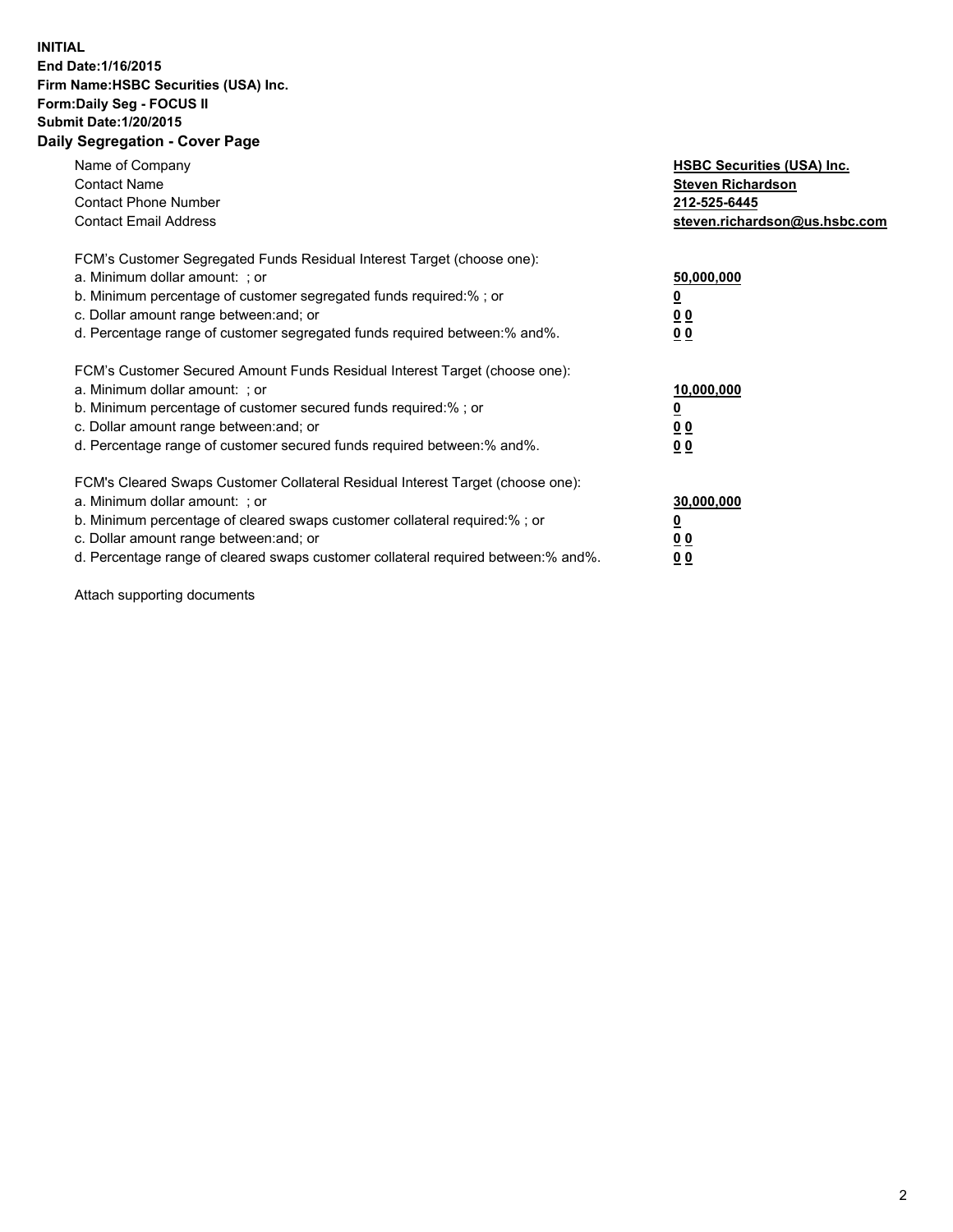**INITIAL**
**End Date:1/16/2015**
**Firm Name:HSBC Securities (USA) Inc.**
**Form:Daily Seg - FOCUS II**
**Submit Date:1/20/2015**

## Daily Segregation - Cover Page

| | |
|---|---|
| Name of Company | **HSBC Securities (USA) Inc.** |
| Contact Name | **Steven Richardson** |
| Contact Phone Number | **212-525-6445** |
| Contact Email Address | **steven.richardson@us.hsbc.com** |

| | |
|---|---|
| FCM's Customer Segregated Funds Residual Interest Target (choose one): | |
| a. Minimum dollar amount: ; or | **50,000,000** |
| b. Minimum percentage of customer segregated funds required:% ; or | **0** |
| c. Dollar amount range between:and; or | **0 0** |
| d. Percentage range of customer segregated funds required between:% and%. | **0 0** |

| | |
|---|---|
| FCM's Customer Secured Amount Funds Residual Interest Target (choose one): | |
| a. Minimum dollar amount: ; or | **10,000,000** |
| b. Minimum percentage of customer secured funds required:% ; or | **0** |
| c. Dollar amount range between:and; or | **0 0** |
| d. Percentage range of customer secured funds required between:% and%. | **0 0** |

| | |
|---|---|
| FCM's Cleared Swaps Customer Collateral Residual Interest Target (choose one): | |
| a. Minimum dollar amount: ; or | **30,000,000** |
| b. Minimum percentage of cleared swaps customer collateral required:% ; or | **0** |
| c. Dollar amount range between:and; or | **0 0** |
| d. Percentage range of cleared swaps customer collateral required between:% and%. | **0 0** |

Attach supporting documents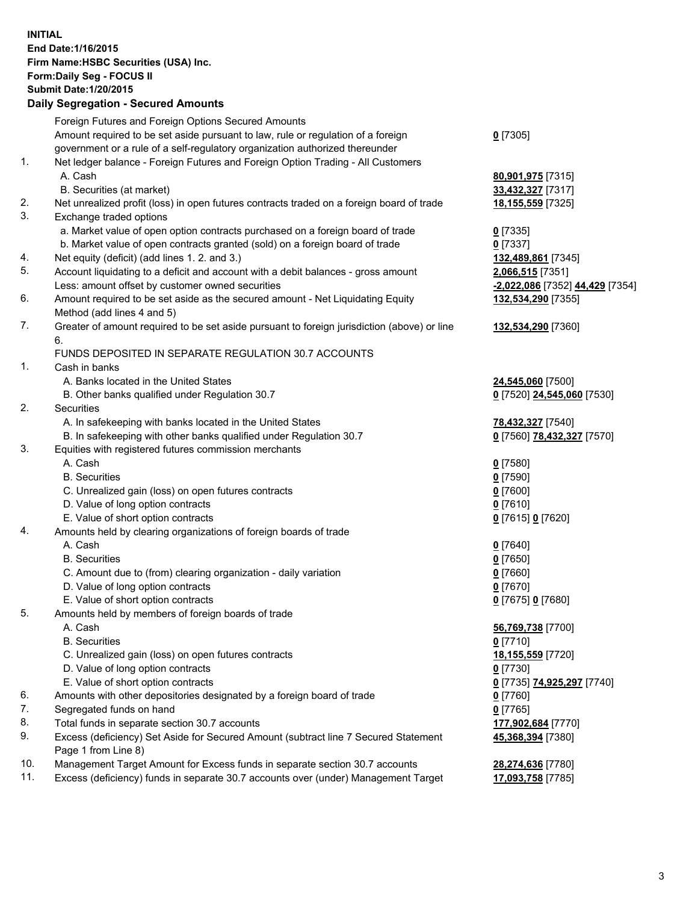**INITIAL**
**End Date:1/16/2015**
**Firm Name:HSBC Securities (USA) Inc.**
**Form:Daily Seg - FOCUS II**
**Submit Date:1/20/2015**

## Daily Segregation - Secured Amounts

| | | |
|---|---|---|
| | Foreign Futures and Foreign Options Secured Amounts | |
| | Amount required to be set aside pursuant to law, rule or regulation of a foreign government or a rule of a self-regulatory organization authorized thereunder | **0** [7305] |
| 1. | Net ledger balance - Foreign Futures and Foreign Option Trading - All Customers | |
| | A. Cash | **80,901,975** [7315] |
| | B. Securities (at market) | **33,432,327** [7317] |
| 2. | Net unrealized profit (loss) in open futures contracts traded on a foreign board of trade | **18,155,559** [7325] |
| 3. | Exchange traded options | |
| | a. Market value of open option contracts purchased on a foreign board of trade | **0** [7335] |
| | b. Market value of open contracts granted (sold) on a foreign board of trade | **0** [7337] |
| 4. | Net equity (deficit) (add lines 1. 2. and 3.) | **132,489,861** [7345] |
| 5. | Account liquidating to a deficit and account with a debit balances - gross amount | **2,066,515** [7351] |
| | Less: amount offset by customer owned securities | **-2,022,086** [7352] **44,429** [7354] |
| 6. | Amount required to be set aside as the secured amount - Net Liquidating Equity Method (add lines 4 and 5) | **132,534,290** [7355] |
| 7. | Greater of amount required to be set aside pursuant to foreign jurisdiction (above) or line 6. | **132,534,290** [7360] |
| | FUNDS DEPOSITED IN SEPARATE REGULATION 30.7 ACCOUNTS | |
| 1. | Cash in banks | |
| | A. Banks located in the United States | **24,545,060** [7500] |
| | B. Other banks qualified under Regulation 30.7 | **0** [7520] **24,545,060** [7530] |
| 2. | Securities | |
| | A. In safekeeping with banks located in the United States | **78,432,327** [7540] |
| | B. In safekeeping with other banks qualified under Regulation 30.7 | **0** [7560] **78,432,327** [7570] |
| 3. | Equities with registered futures commission merchants | |
| | A. Cash | **0** [7580] |
| | B. Securities | **0** [7590] |
| | C. Unrealized gain (loss) on open futures contracts | **0** [7600] |
| | D. Value of long option contracts | **0** [7610] |
| | E. Value of short option contracts | **0** [7615] **0** [7620] |
| 4. | Amounts held by clearing organizations of foreign boards of trade | |
| | A. Cash | **0** [7640] |
| | B. Securities | **0** [7650] |
| | C. Amount due to (from) clearing organization - daily variation | **0** [7660] |
| | D. Value of long option contracts | **0** [7670] |
| | E. Value of short option contracts | **0** [7675] **0** [7680] |
| 5. | Amounts held by members of foreign boards of trade | |
| | A. Cash | **56,769,738** [7700] |
| | B. Securities | **0** [7710] |
| | C. Unrealized gain (loss) on open futures contracts | **18,155,559** [7720] |
| | D. Value of long option contracts | **0** [7730] |
| | E. Value of short option contracts | **0** [7735] **74,925,297** [7740] |
| 6. | Amounts with other depositories designated by a foreign board of trade | **0** [7760] |
| 7. | Segregated funds on hand | **0** [7765] |
| 8. | Total funds in separate section 30.7 accounts | **177,902,684** [7770] |
| 9. | Excess (deficiency) Set Aside for Secured Amount (subtract line 7 Secured Statement Page 1 from Line 8) | **45,368,394** [7380] |
| 10. | Management Target Amount for Excess funds in separate section 30.7 accounts | **28,274,636** [7780] |
| 11. | Excess (deficiency) funds in separate 30.7 accounts over (under) Management Target | **17,093,758** [7785] |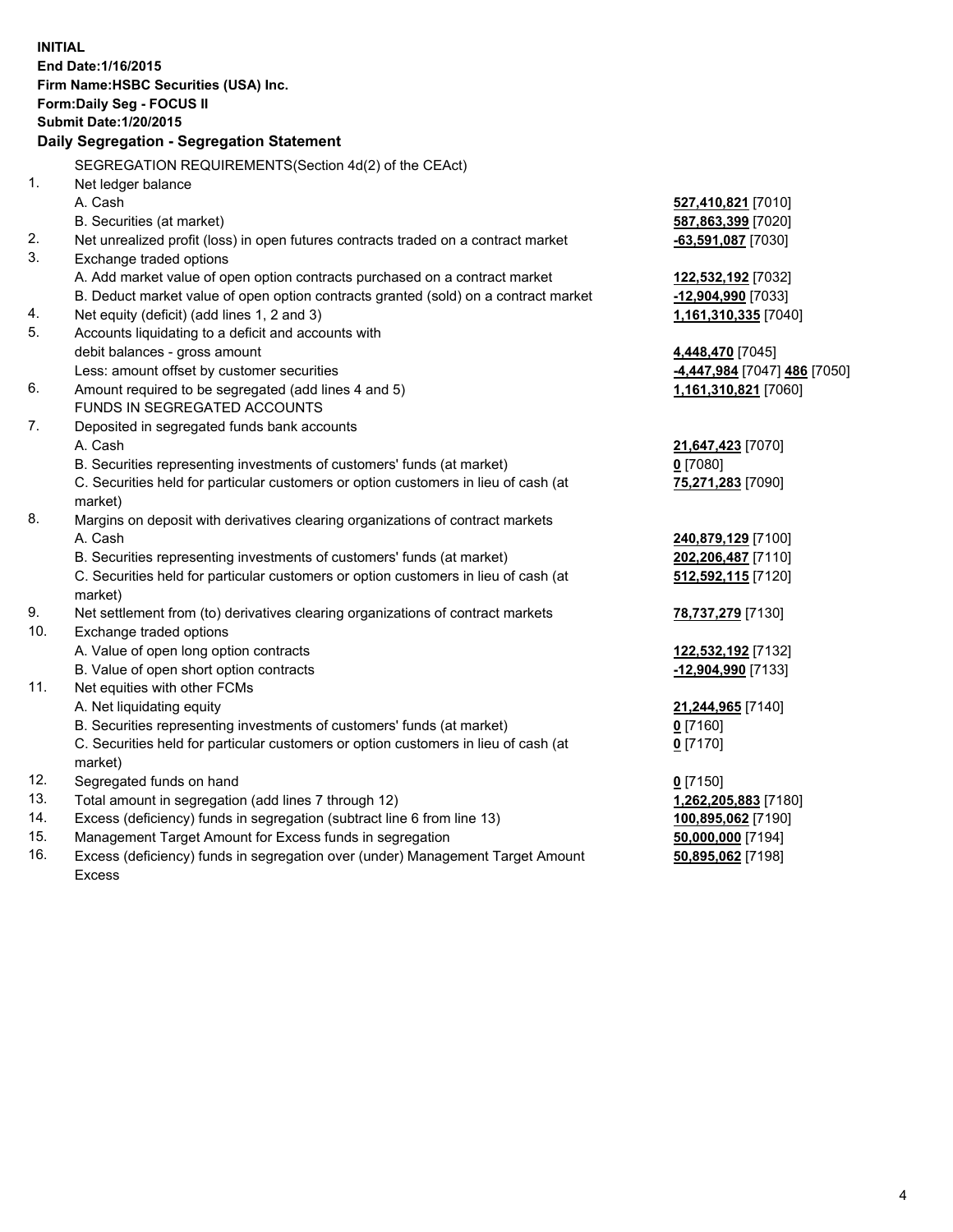**INITIAL**
**End Date:1/16/2015**
**Firm Name:HSBC Securities (USA) Inc.**
**Form:Daily Seg - FOCUS II**
**Submit Date:1/20/2015**

## Daily Segregation - Segregation Statement

SEGREGATION REQUIREMENTS(Section 4d(2) of the CEAct)

| | | |
|---|---|---|
| 1. | Net ledger balance | |
| | A. Cash | **527,410,821** [7010] |
| | B. Securities (at market) | **587,863,399** [7020] |
| 2. | Net unrealized profit (loss) in open futures contracts traded on a contract market | **-63,591,087** [7030] |
| 3. | Exchange traded options | |
| | A. Add market value of open option contracts purchased on a contract market | **122,532,192** [7032] |
| | B. Deduct market value of open option contracts granted (sold) on a contract market | **-12,904,990** [7033] |
| 4. | Net equity (deficit) (add lines 1, 2 and 3) | **1,161,310,335** [7040] |
| 5. | Accounts liquidating to a deficit and accounts with debit balances - gross amount | **4,448,470** [7045] |
| | Less: amount offset by customer securities | **-4,447,984** [7047] **486** [7050] |
| 6. | Amount required to be segregated (add lines 4 and 5) | **1,161,310,821** [7060] |
| | FUNDS IN SEGREGATED ACCOUNTS | |
| 7. | Deposited in segregated funds bank accounts | |
| | A. Cash | **21,647,423** [7070] |
| | B. Securities representing investments of customers' funds (at market) | **0** [7080] |
| | C. Securities held for particular customers or option customers in lieu of cash (at market) | **75,271,283** [7090] |
| 8. | Margins on deposit with derivatives clearing organizations of contract markets | |
| | A. Cash | **240,879,129** [7100] |
| | B. Securities representing investments of customers' funds (at market) | **202,206,487** [7110] |
| | C. Securities held for particular customers or option customers in lieu of cash (at market) | **512,592,115** [7120] |
| 9. | Net settlement from (to) derivatives clearing organizations of contract markets | **78,737,279** [7130] |
| 10. | Exchange traded options | |
| | A. Value of open long option contracts | **122,532,192** [7132] |
| | B. Value of open short option contracts | **-12,904,990** [7133] |
| 11. | Net equities with other FCMs | |
| | A. Net liquidating equity | **21,244,965** [7140] |
| | B. Securities representing investments of customers' funds (at market) | **0** [7160] |
| | C. Securities held for particular customers or option customers in lieu of cash (at market) | **0** [7170] |
| 12. | Segregated funds on hand | **0** [7150] |
| 13. | Total amount in segregation (add lines 7 through 12) | **1,262,205,883** [7180] |
| 14. | Excess (deficiency) funds in segregation (subtract line 6 from line 13) | **100,895,062** [7190] |
| 15. | Management Target Amount for Excess funds in segregation | **50,000,000** [7194] |
| 16. | Excess (deficiency) funds in segregation over (under) Management Target Amount Excess | **50,895,062** [7198] |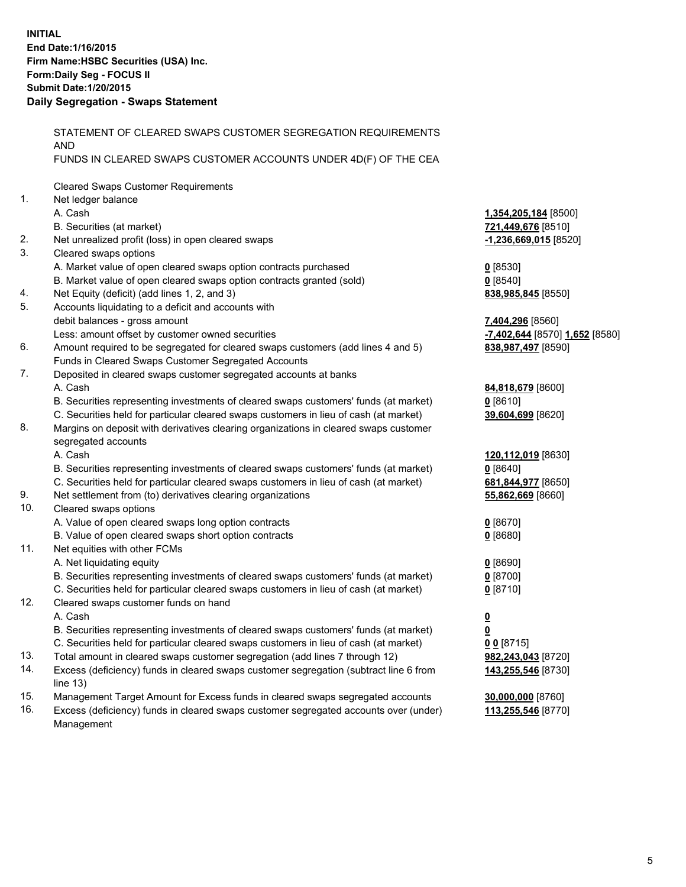**INITIAL**
**End Date:1/16/2015**
**Firm Name:HSBC Securities (USA) Inc.**
**Form:Daily Seg - FOCUS II**
**Submit Date:1/20/2015**
**Daily Segregation - Swaps Statement**

STATEMENT OF CLEARED SWAPS CUSTOMER SEGREGATION REQUIREMENTS AND
FUNDS IN CLEARED SWAPS CUSTOMER ACCOUNTS UNDER 4D(F) OF THE CEA

| | | |
|---|---|---|
| | Cleared Swaps Customer Requirements | |
| 1. | Net ledger balance | |
| | A. Cash | **1,354,205,184** [8500] |
| | B. Securities (at market) | **721,449,676** [8510] |
| 2. | Net unrealized profit (loss) in open cleared swaps | **-1,236,669,015** [8520] |
| 3. | Cleared swaps options | |
| | A. Market value of open cleared swaps option contracts purchased | **0** [8530] |
| | B. Market value of open cleared swaps option contracts granted (sold) | **0** [8540] |
| 4. | Net Equity (deficit) (add lines 1, 2, and 3) | **838,985,845** [8550] |
| 5. | Accounts liquidating to a deficit and accounts with debit balances - gross amount | **7,404,296** [8560] |
| | Less: amount offset by customer owned securities | **-7,402,644** [8570] **1,652** [8580] |
| 6. | Amount required to be segregated for cleared swaps customers (add lines 4 and 5) | **838,987,497** [8590] |
| | Funds in Cleared Swaps Customer Segregated Accounts | |
| 7. | Deposited in cleared swaps customer segregated accounts at banks | |
| | A. Cash | **84,818,679** [8600] |
| | B. Securities representing investments of cleared swaps customers' funds (at market) | **0** [8610] |
| | C. Securities held for particular cleared swaps customers in lieu of cash (at market) | **39,604,699** [8620] |
| 8. | Margins on deposit with derivatives clearing organizations in cleared swaps customer segregated accounts | |
| | A. Cash | **120,112,019** [8630] |
| | B. Securities representing investments of cleared swaps customers' funds (at market) | **0** [8640] |
| | C. Securities held for particular cleared swaps customers in lieu of cash (at market) | **681,844,977** [8650] |
| 9. | Net settlement from (to) derivatives clearing organizations | **55,862,669** [8660] |
| 10. | Cleared swaps options | |
| | A. Value of open cleared swaps long option contracts | **0** [8670] |
| | B. Value of open cleared swaps short option contracts | **0** [8680] |
| 11. | Net equities with other FCMs | |
| | A. Net liquidating equity | **0** [8690] |
| | B. Securities representing investments of cleared swaps customers' funds (at market) | **0** [8700] |
| | C. Securities held for particular cleared swaps customers in lieu of cash (at market) | **0** [8710] |
| 12. | Cleared swaps customer funds on hand | |
| | A. Cash | **0** |
| | B. Securities representing investments of cleared swaps customers' funds (at market) | **0** |
| | C. Securities held for particular cleared swaps customers in lieu of cash (at market) | **0** **0** [8715] |
| 13. | Total amount in cleared swaps customer segregation (add lines 7 through 12) | **982,243,043** [8720] |
| 14. | Excess (deficiency) funds in cleared swaps customer segregation (subtract line 6 from line 13) | **143,255,546** [8730] |
| 15. | Management Target Amount for Excess funds in cleared swaps segregated accounts | **30,000,000** [8760] |
| 16. | Excess (deficiency) funds in cleared swaps customer segregated accounts over (under) Management | **113,255,546** [8770] |